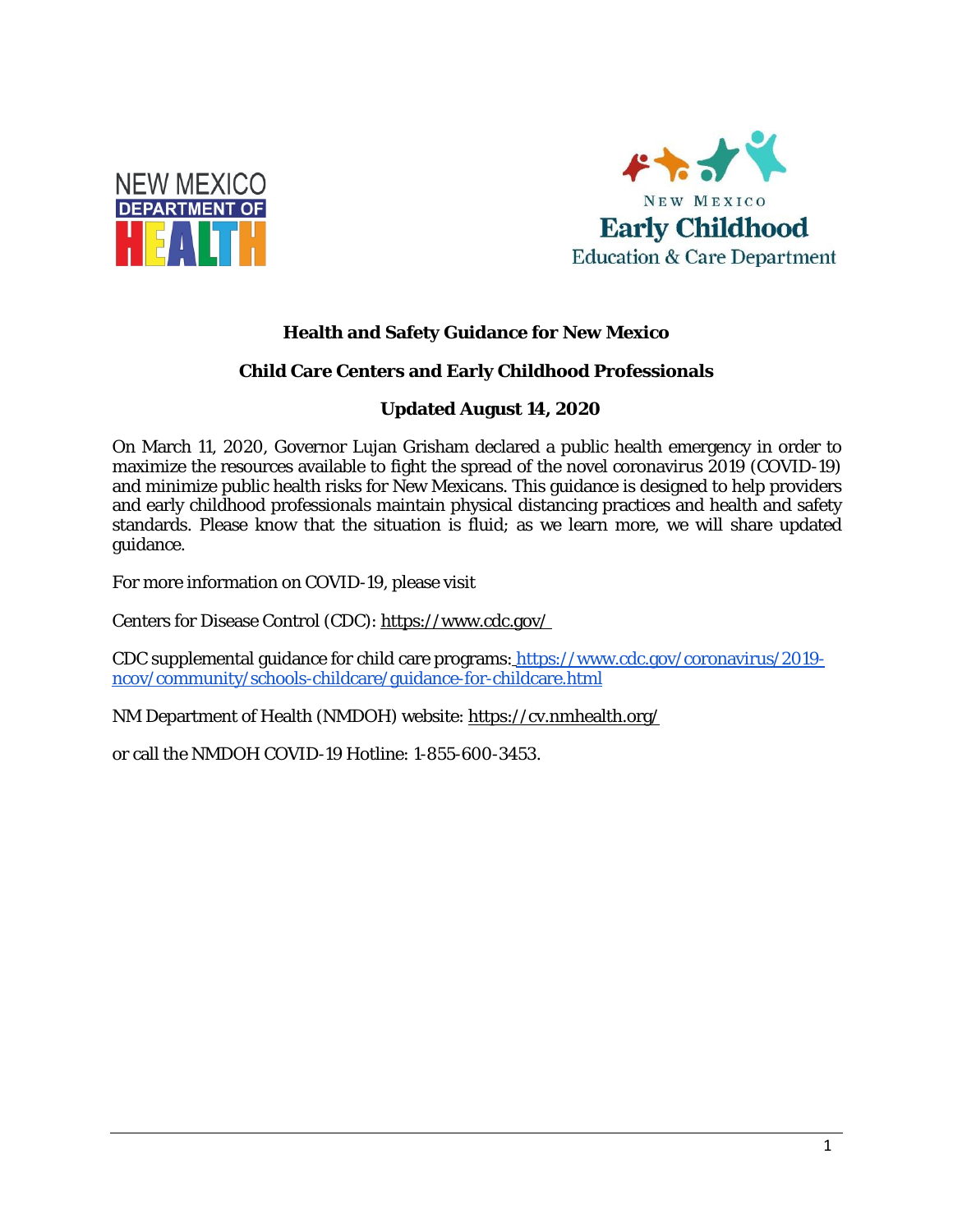NEW MEXICO DEPARTMENT OF HEALTH

NEW MEXICO Early Childhood Education & Care Department

# Health and Safety Guidance for New Mexico

## Child Care Centers and Early Childhood Professionals

### Updated August 14, 2020

On March 11, 2020, Governor Lujan Grisham declared a public health emergency in order to maximize the resources available to fight the spread of the novel coronavirus 2019 (COVID-19) and minimize public health risks for New Mexicans. This guidance is designed to help providers and early childhood professionals maintain physical distancing practices and health and safety standards. Please know that the situation is fluid; as we learn more, we will share updated guidance.

For more information on COVID-19, please visit

Centers for Disease Control (CDC): https://www.cdc.gov/

CDC supplemental guidance for child care programs: https://www.cdc.gov/coronavirus/2019-ncov/community/schools-childcare/guidance-for-childcare.html

NM Department of Health (NMDOH) website: https://cv.nmhealth.org/

or call the NMDOH COVID-19 Hotline: 1-855-600-3453.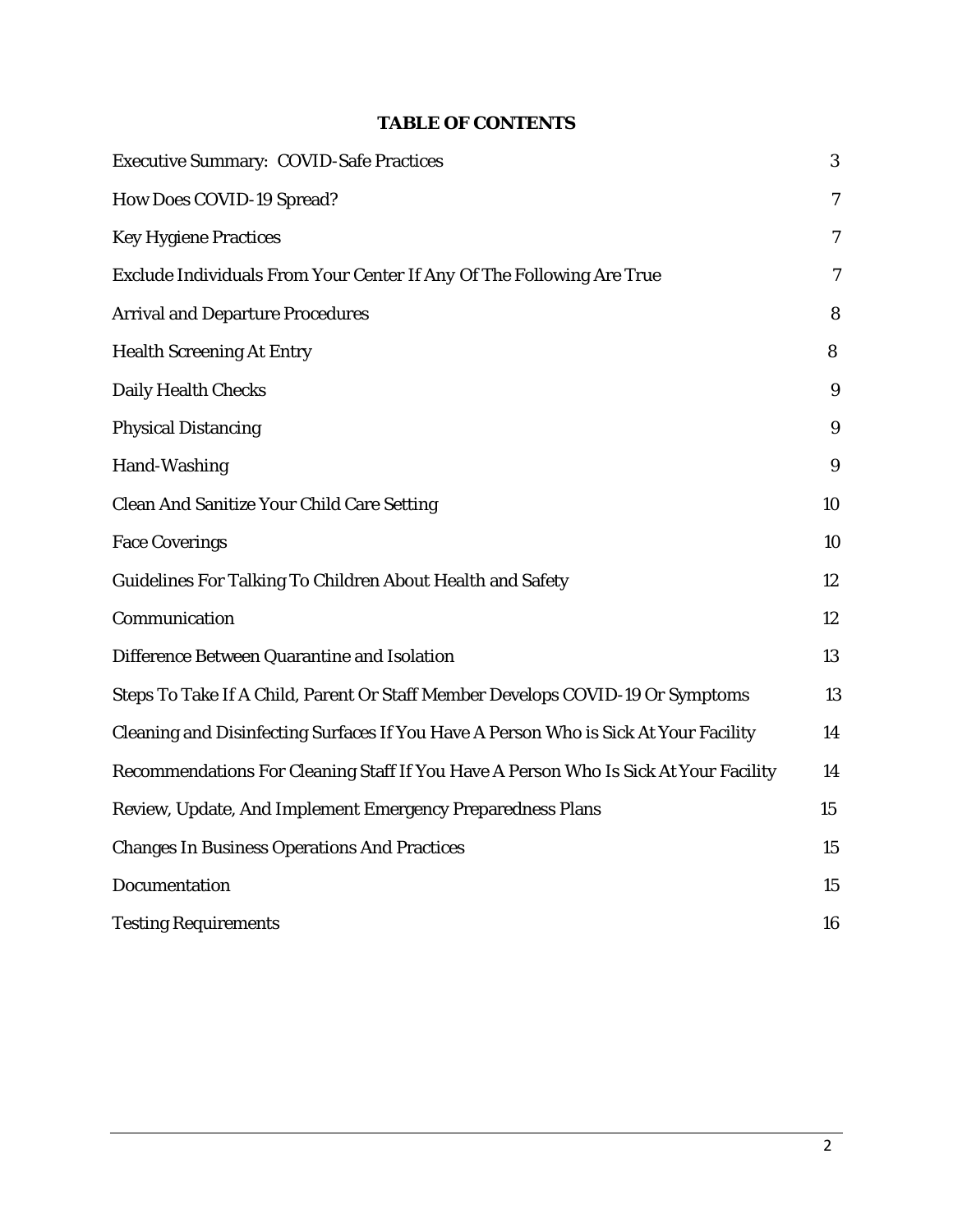**TABLE OF CONTENTS**

| | |
|---|---|
| Executive Summary: COVID-Safe Practices | 3 |
| How Does COVID-19 Spread? | 7 |
| Key Hygiene Practices | 7 |
| Exclude Individuals From Your Center If Any Of The Following Are True | 7 |
| Arrival and Departure Procedures | 8 |
| Health Screening At Entry | 8 |
| Daily Health Checks | 9 |
| Physical Distancing | 9 |
| Hand-Washing | 9 |
| Clean And Sanitize Your Child Care Setting | 10 |
| Face Coverings | 10 |
| Guidelines For Talking To Children About Health and Safety | 12 |
| Communication | 12 |
| Difference Between Quarantine and Isolation | 13 |
| Steps To Take If A Child, Parent Or Staff Member Develops COVID-19 Or Symptoms | 13 |
| Cleaning and Disinfecting Surfaces If You Have A Person Who is Sick At Your Facility | 14 |
| Recommendations For Cleaning Staff If You Have A Person Who Is Sick At Your Facility | 14 |
| Review, Update, And Implement Emergency Preparedness Plans | 15 |
| Changes In Business Operations And Practices | 15 |
| Documentation | 15 |
| Testing Requirements | 16 |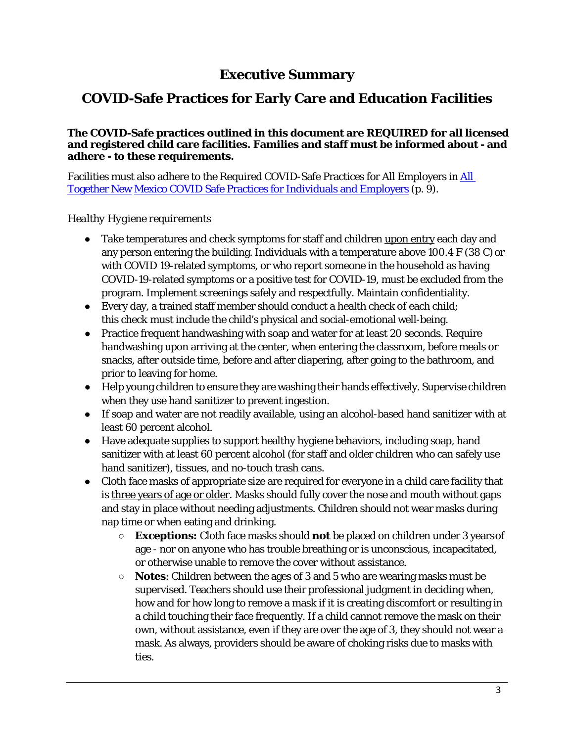# Executive Summary

# COVID-Safe Practices for Early Care and Education Facilities

**The COVID-Safe practices outlined in this document are REQUIRED for all licensed and registered child care facilities. Families and staff must be informed about - and adhere - to these requirements.**

Facilities must also adhere to the Required COVID-Safe Practices for All Employers in [All Together New Mexico COVID Safe Practices for Individuals and Employers](#) (p. 9).

*Healthy Hygiene requirements*

- Take temperatures and check symptoms for staff and children upon entry each day and any person entering the building. Individuals with a temperature above 100.4 F (38 C) or with COVID 19-related symptoms, or who report someone in the household as having COVID-19-related symptoms or a positive test for COVID-19, must be excluded from the program. Implement screenings safely and respectfully. Maintain confidentiality.
- Every day, a trained staff member should conduct a health check of each child; this check must include the child's physical and social-emotional well-being.
- Practice frequent handwashing with soap and water for at least 20 seconds. Require handwashing upon arriving at the center, when entering the classroom, before meals or snacks, after outside time, before and after diapering, after going to the bathroom, and prior to leaving for home.
- Help young children to ensure they are washing their hands effectively. Supervise children when they use hand sanitizer to prevent ingestion.
- If soap and water are not readily available, using an alcohol-based hand sanitizer with at least 60 percent alcohol.
- Have adequate supplies to support healthy hygiene behaviors, including soap, hand sanitizer with at least 60 percent alcohol (for staff and older children who can safely use hand sanitizer), tissues, and no-touch trash cans.
- Cloth face masks of appropriate size are required for everyone in a child care facility that is three years of age or older. Masks should fully cover the nose and mouth without gaps and stay in place without needing adjustments. Children should not wear masks during nap time or when eating and drinking.
  - **Exceptions:** Cloth face masks should **not** be placed on children under 3 years of age - nor on anyone who has trouble breathing or is unconscious, incapacitated, or otherwise unable to remove the cover without assistance.
  - **Notes**: Children between the ages of 3 and 5 who are wearing masks must be supervised. Teachers should use their professional judgment in deciding when, how and for how long to remove a mask if it is creating discomfort or resulting in a child touching their face frequently. If a child cannot remove the mask on their own, without assistance, even if they are over the age of 3, they should not wear a mask. As always, providers should be aware of choking risks due to masks with ties.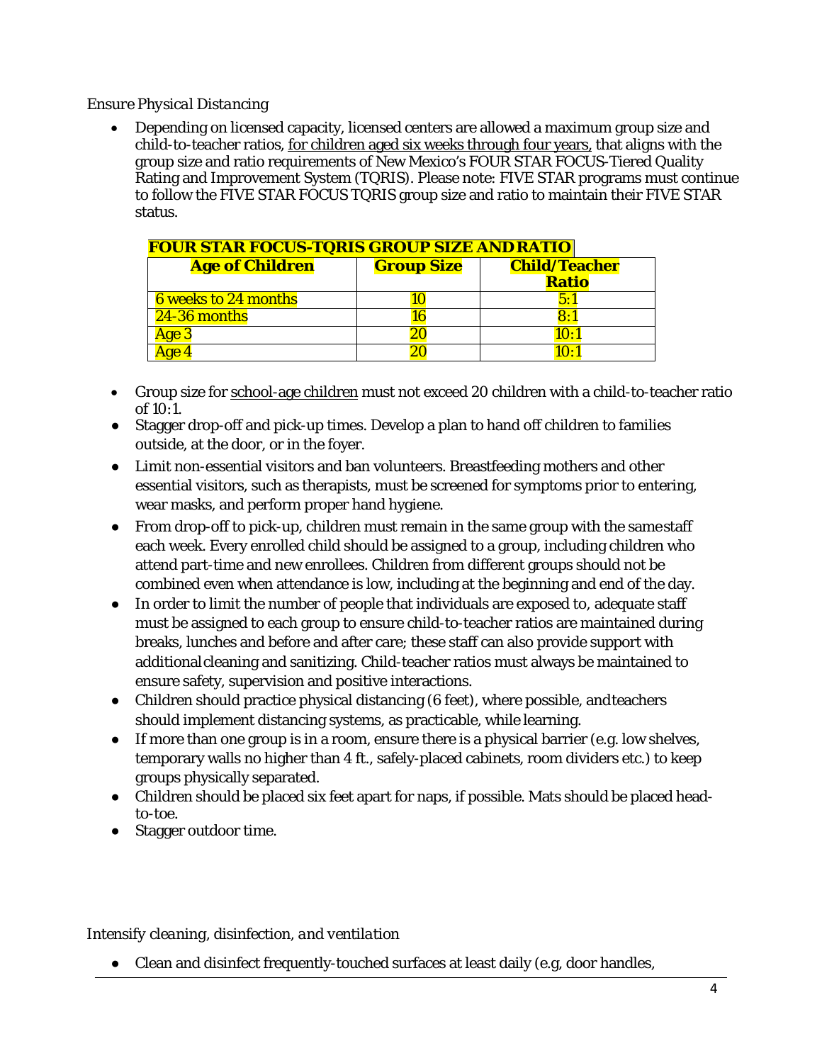*Ensure Physical Distancing*

- Depending on licensed capacity, licensed centers are allowed a maximum group size and child-to-teacher ratios, for children aged six weeks through four years, that aligns with the group size and ratio requirements of New Mexico's FOUR STAR FOCUS-Tiered Quality Rating and Improvement System (TQRIS). Please note: FIVE STAR programs must continue to follow the FIVE STAR FOCUS TQRIS group size and ratio to maintain their FIVE STAR status.

**FOUR STAR FOCUS-TQRIS GROUP SIZE AND RATIO**

| Age of Children | Group Size | Child/Teacher Ratio |
|---|---|---|
| 6 weeks to 24 months | 10 | 5:1 |
| 24-36 months | 16 | 8:1 |
| Age 3 | 20 | 10:1 |
| Age 4 | 20 | 10:1 |

- Group size for school-age children must not exceed 20 children with a child-to-teacher ratio of 10:1.
- Stagger drop-off and pick-up times. Develop a plan to hand off children to families outside, at the door, or in the foyer.
- Limit non-essential visitors and ban volunteers. Breastfeeding mothers and other essential visitors, such as therapists, must be screened for symptoms prior to entering, wear masks, and perform proper hand hygiene.
- From drop-off to pick-up, children must remain in the same group with the same staff each week. Every enrolled child should be assigned to a group, including children who attend part-time and new enrollees. Children from different groups should not be combined even when attendance is low, including at the beginning and end of the day.
- In order to limit the number of people that individuals are exposed to, adequate staff must be assigned to each group to ensure child-to-teacher ratios are maintained during breaks, lunches and before and after care; these staff can also provide support with additional cleaning and sanitizing. Child-teacher ratios must always be maintained to ensure safety, supervision and positive interactions.
- Children should practice physical distancing (6 feet), where possible, and teachers should implement distancing systems, as practicable, while learning.
- If more than one group is in a room, ensure there is a physical barrier (e.g. low shelves, temporary walls no higher than 4 ft., safely-placed cabinets, room dividers etc.) to keep groups physically separated.
- Children should be placed six feet apart for naps, if possible. Mats should be placed head-to-toe.
- Stagger outdoor time.

*Intensify cleaning, disinfection, and ventilation*

- Clean and disinfect frequently-touched surfaces at least daily (e.g, door handles,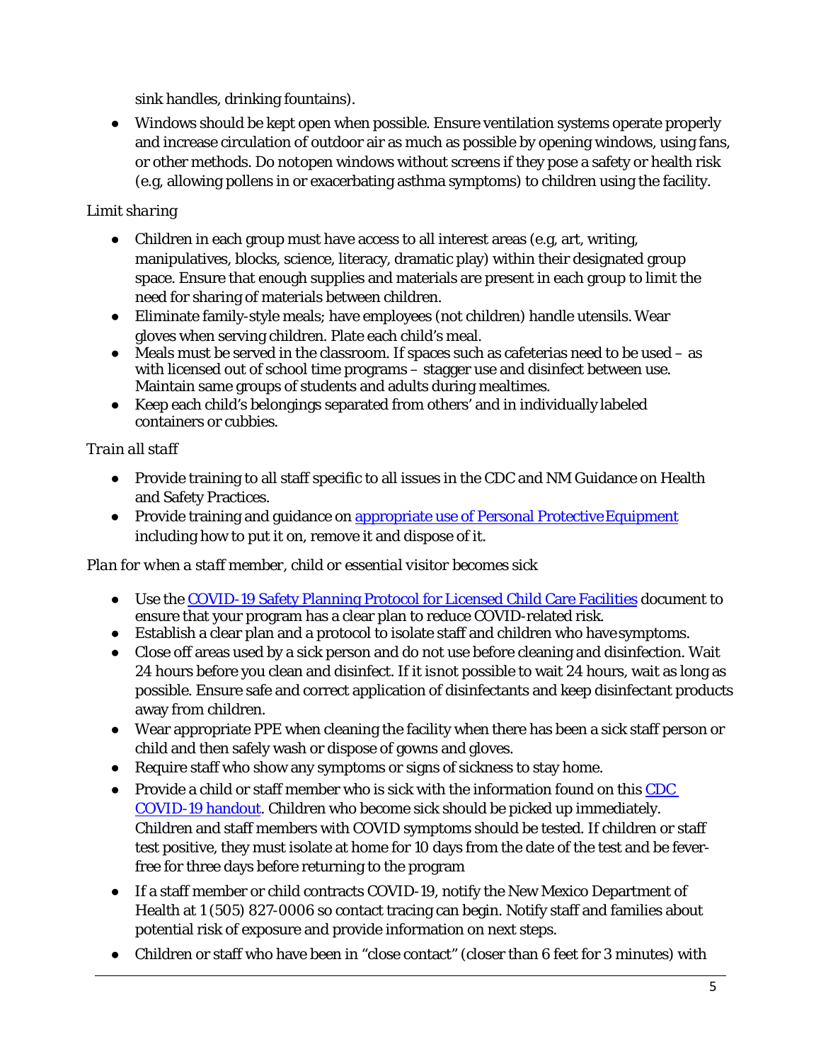sink handles, drinking fountains).

- Windows should be kept open when possible. Ensure ventilation systems operate properly and increase circulation of outdoor air as much as possible by opening windows, using fans, or other methods. Do notopen windows without screens if they pose a safety or health risk (e.g, allowing pollens in or exacerbating asthma symptoms) to children using the facility.

*Limit sharing*

- Children in each group must have access to all interest areas (e.g, art, writing, manipulatives, blocks, science, literacy, dramatic play) within their designated group space. Ensure that enough supplies and materials are present in each group to limit the need for sharing of materials between children.
- Eliminate family-style meals; have employees (not children) handle utensils. Wear gloves when serving children. Plate each child's meal.
- Meals must be served in the classroom. If spaces such as cafeterias need to be used – as with licensed out of school time programs – stagger use and disinfect between use. Maintain same groups of students and adults during mealtimes.
- Keep each child's belongings separated from others' and in individually labeled containers or cubbies.

*Train all staff*

- Provide training to all staff specific to all issues in the CDC and NM Guidance on Health and Safety Practices.
- Provide training and guidance on [appropriate use of Personal Protective Equipment] including how to put it on, remove it and dispose of it.

*Plan for when a staff member, child or essential visitor becomes sick*

- Use the [COVID-19 Safety Planning Protocol for Licensed Child Care Facilities] document to ensure that your program has a clear plan to reduce COVID-related risk.
- Establish a clear plan and a protocol to isolate staff and children who have symptoms.
- Close off areas used by a sick person and do not use before cleaning and disinfection. Wait 24 hours before you clean and disinfect. If it isnot possible to wait 24 hours, wait as long as possible. Ensure safe and correct application of disinfectants and keep disinfectant products away from children.
- Wear appropriate PPE when cleaning the facility when there has been a sick staff person or child and then safely wash or dispose of gowns and gloves.
- Require staff who show any symptoms or signs of sickness to stay home.
- Provide a child or staff member who is sick with the information found on this [CDC COVID-19 handout]. Children who become sick should be picked up immediately. Children and staff members with COVID symptoms should be tested. If children or staff test positive, they must isolate at home for 10 days from the date of the test and be fever-free for three days before returning to the program
- If a staff member or child contracts COVID-19, notify the New Mexico Department of Health at 1 (505) 827-0006 so contact tracing can begin. Notify staff and families about potential risk of exposure and provide information on next steps.
- Children or staff who have been in "close contact" (closer than 6 feet for 3 minutes) with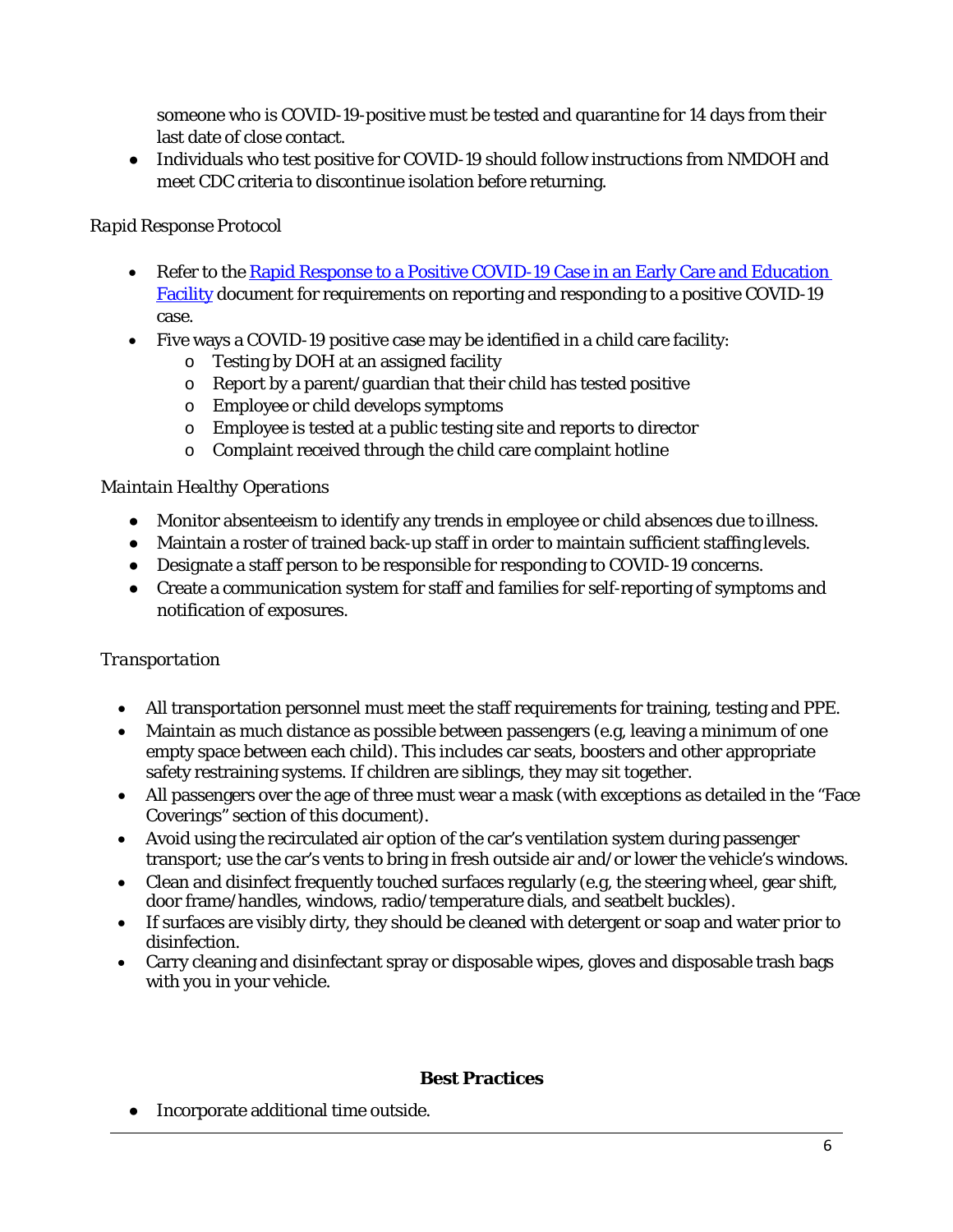someone who is COVID-19-positive must be tested and quarantine for 14 days from their last date of close contact.
- Individuals who test positive for COVID-19 should follow instructions from NMDOH and meet CDC criteria to discontinue isolation before returning.

*Rapid Response Protocol*

- Refer to the [Rapid Response to a Positive COVID-19 Case in an Early Care and Education Facility]() document for requirements on reporting and responding to a positive COVID-19 case.
- Five ways a COVID-19 positive case may be identified in a child care facility:
    - Testing by DOH at an assigned facility
    - Report by a parent/guardian that their child has tested positive
    - Employee or child develops symptoms
    - Employee is tested at a public testing site and reports to director
    - Complaint received through the child care complaint hotline

*Maintain Healthy Operations*

- Monitor absenteeism to identify any trends in employee or child absences due to illness.
- Maintain a roster of trained back-up staff in order to maintain sufficient staffing levels.
- Designate a staff person to be responsible for responding to COVID-19 concerns.
- Create a communication system for staff and families for self-reporting of symptoms and notification of exposures.

*Transportation*

- All transportation personnel must meet the staff requirements for training, testing and PPE.
- Maintain as much distance as possible between passengers (e.g, leaving a minimum of one empty space between each child). This includes car seats, boosters and other appropriate safety restraining systems. If children are siblings, they may sit together.
- All passengers over the age of three must wear a mask (with exceptions as detailed in the "Face Coverings" section of this document).
- Avoid using the recirculated air option of the car's ventilation system during passenger transport; use the car's vents to bring in fresh outside air and/or lower the vehicle's windows.
- Clean and disinfect frequently touched surfaces regularly (e.g, the steering wheel, gear shift, door frame/handles, windows, radio/temperature dials, and seatbelt buckles).
- If surfaces are visibly dirty, they should be cleaned with detergent or soap and water prior to disinfection.
- Carry cleaning and disinfectant spray or disposable wipes, gloves and disposable trash bags with you in your vehicle.

**Best Practices**

- Incorporate additional time outside.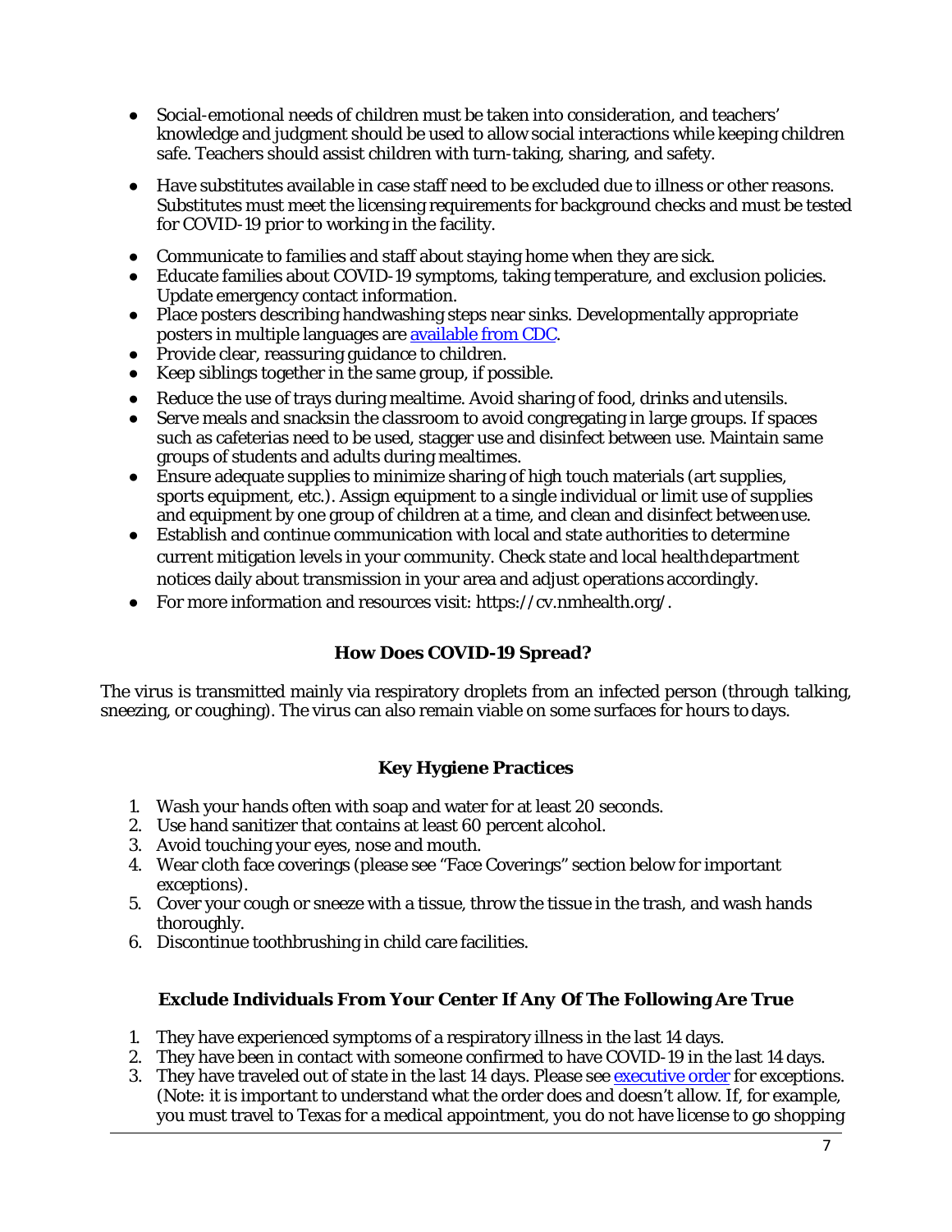- Social-emotional needs of children must be taken into consideration, and teachers' knowledge and judgment should be used to allow social interactions while keeping children safe. Teachers should assist children with turn-taking, sharing, and safety.

- Have substitutes available in case staff need to be excluded due to illness or other reasons. Substitutes must meet the licensing requirements for background checks and must be tested for COVID-19 prior to working in the facility.

- Communicate to families and staff about staying home when they are sick.
- Educate families about COVID-19 symptoms, taking temperature, and exclusion policies. Update emergency contact information.
- Place posters describing handwashing steps near sinks. Developmentally appropriate posters in multiple languages are [available from CDC](#).
- Provide clear, reassuring guidance to children.
- Keep siblings together in the same group, if possible.
- Reduce the use of trays during mealtime. Avoid sharing of food, drinks and utensils.
- Serve meals and snacksin the classroom to avoid congregating in large groups. If spaces such as cafeterias need to be used, stagger use and disinfect between use. Maintain same groups of students and adults during mealtimes.
- Ensure adequate supplies to minimize sharing of high touch materials (art supplies, sports equipment, etc.). Assign equipment to a single individual or limit use of supplies and equipment by one group of children at a time, and clean and disinfect between use.
- Establish and continue communication with local and state authorities to determine current mitigation levels in your community. Check state and local health department notices daily about transmission in your area and adjust operations accordingly.
- For more information and resources visit: https://cv.nmhealth.org/.

## How Does COVID-19 Spread?

The virus is transmitted mainly via respiratory droplets from an infected person (through talking, sneezing, or coughing). The virus can also remain viable on some surfaces for hours to days.

## Key Hygiene Practices

1. Wash your hands often with soap and water for at least 20 seconds.
2. Use hand sanitizer that contains at least 60 percent alcohol.
3. Avoid touching your eyes, nose and mouth.
4. Wear cloth face coverings (please see "Face Coverings" section below for important exceptions).
5. Cover your cough or sneeze with a tissue, throw the tissue in the trash, and wash hands thoroughly.
6. Discontinue toothbrushing in child care facilities.

## Exclude Individuals From Your Center If Any Of The Following Are True

1. They have experienced symptoms of a respiratory illness in the last 14 days.
2. They have been in contact with someone confirmed to have COVID-19 in the last 14 days.
3. They have traveled out of state in the last 14 days. Please see [executive order](#) for exceptions. (Note: it is important to understand what the order does and doesn't allow. If, for example, you must travel to Texas for a medical appointment, you do not have license to go shopping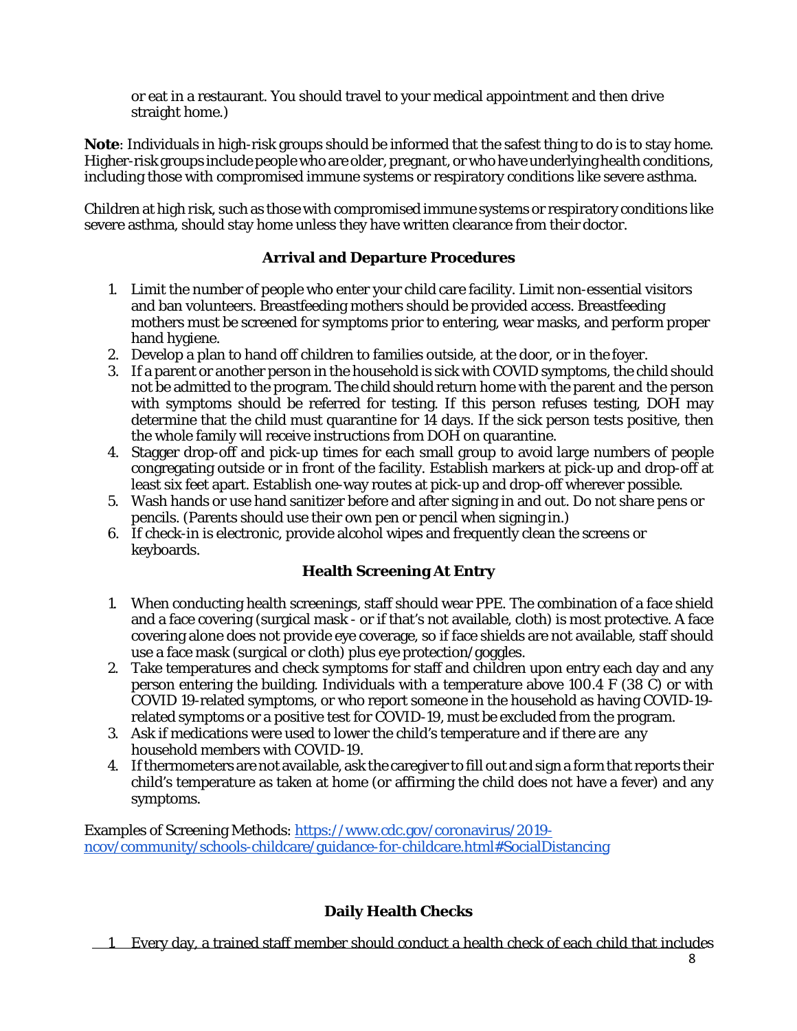or eat in a restaurant. You should travel to your medical appointment and then drive straight home.)

**Note**: Individuals in high-risk groups should be informed that the safest thing to do is to stay home. Higher-risk groups include people who are older, pregnant, or who have underlying health conditions, including those with compromised immune systems or respiratory conditions like severe asthma.

Children at high risk, such as those with compromised immune systems or respiratory conditions like severe asthma, should stay home unless they have written clearance from their doctor.

### Arrival and Departure Procedures

1. Limit the number of people who enter your child care facility. Limit non-essential visitors and ban volunteers. Breastfeeding mothers should be provided access. Breastfeeding mothers must be screened for symptoms prior to entering, wear masks, and perform proper hand hygiene.
2. Develop a plan to hand off children to families outside, at the door, or in the foyer.
3. If a parent or another person in the household is sick with COVID symptoms, the child should not be admitted to the program. The child should return home with the parent and the person with symptoms should be referred for testing. If this person refuses testing, DOH may determine that the child must quarantine for 14 days. If the sick person tests positive, then the whole family will receive instructions from DOH on quarantine.
4. Stagger drop-off and pick-up times for each small group to avoid large numbers of people congregating outside or in front of the facility. Establish markers at pick-up and drop-off at least six feet apart. Establish one-way routes at pick-up and drop-off wherever possible.
5. Wash hands or use hand sanitizer before and after signing in and out. Do not share pens or pencils. (Parents should use their own pen or pencil when signing in.)
6. If check-in is electronic, provide alcohol wipes and frequently clean the screens or keyboards.

### Health Screening At Entry

1. When conducting health screenings, staff should wear PPE. The combination of a face shield and a face covering (surgical mask - or if that's not available, cloth) is most protective. A face covering alone does not provide eye coverage, so if face shields are not available, staff should use a face mask (surgical or cloth) plus eye protection/goggles.
2. Take temperatures and check symptoms for staff and children upon entry each day and any person entering the building. Individuals with a temperature above 100.4 F (38 C) or with COVID 19-related symptoms, or who report someone in the household as having COVID-19-related symptoms or a positive test for COVID-19, must be excluded from the program.
3. Ask if medications were used to lower the child's temperature and if there are any household members with COVID-19.
4. If thermometers are not available, ask the caregiver to fill out and sign a form that reports their child's temperature as taken at home (or affirming the child does not have a fever) and any symptoms.

Examples of Screening Methods: https://www.cdc.gov/coronavirus/2019-ncov/community/schools-childcare/guidance-for-childcare.html#SocialDistancing

### Daily Health Checks

1. Every day, a trained staff member should conduct a health check of each child that includes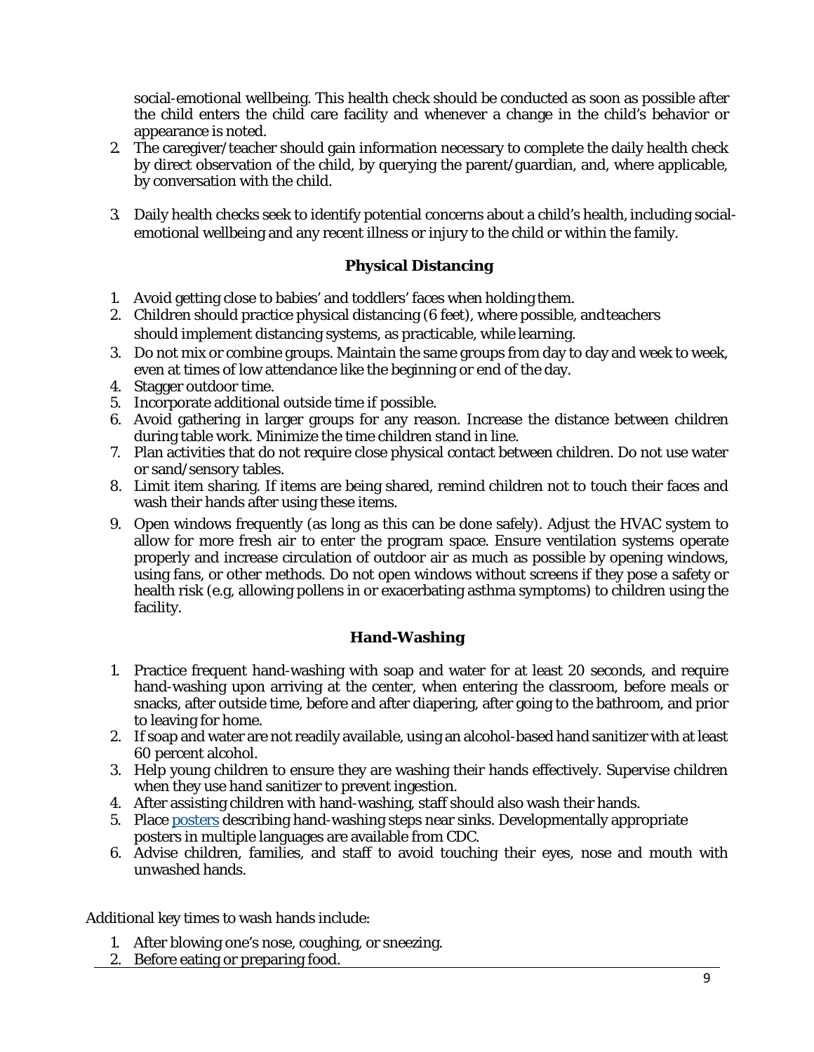social-emotional wellbeing. This health check should be conducted as soon as possible after the child enters the child care facility and whenever a change in the child's behavior or appearance is noted.

2. The caregiver/teacher should gain information necessary to complete the daily health check by direct observation of the child, by querying the parent/guardian, and, where applicable, by conversation with the child.

3. Daily health checks seek to identify potential concerns about a child's health, including social-emotional wellbeing and any recent illness or injury to the child or within the family.

### Physical Distancing

1. Avoid getting close to babies' and toddlers' faces when holding them.
2. Children should practice physical distancing (6 feet), where possible, and teachers should implement distancing systems, as practicable, while learning.
3. Do not mix or combine groups. Maintain the same groups from day to day and week to week, even at times of low attendance like the beginning or end of the day.
4. Stagger outdoor time.
5. Incorporate additional outside time if possible.
6. Avoid gathering in larger groups for any reason. Increase the distance between children during table work. Minimize the time children stand in line.
7. Plan activities that do not require close physical contact between children. Do not use water or sand/sensory tables.
8. Limit item sharing. If items are being shared, remind children not to touch their faces and wash their hands after using these items.
9. Open windows frequently (as long as this can be done safely). Adjust the HVAC system to allow for more fresh air to enter the program space. Ensure ventilation systems operate properly and increase circulation of outdoor air as much as possible by opening windows, using fans, or other methods. Do not open windows without screens if they pose a safety or health risk (e.g, allowing pollens in or exacerbating asthma symptoms) to children using the facility.

### Hand-Washing

1. Practice frequent hand-washing with soap and water for at least 20 seconds, and require hand-washing upon arriving at the center, when entering the classroom, before meals or snacks, after outside time, before and after diapering, after going to the bathroom, and prior to leaving for home.
2. If soap and water are not readily available, using an alcohol-based hand sanitizer with at least 60 percent alcohol.
3. Help young children to ensure they are washing their hands effectively. Supervise children when they use hand sanitizer to prevent ingestion.
4. After assisting children with hand-washing, staff should also wash their hands.
5. Place posters describing hand-washing steps near sinks. Developmentally appropriate posters in multiple languages are available from CDC.
6. Advise children, families, and staff to avoid touching their eyes, nose and mouth with unwashed hands.

Additional key times to wash hands include:

1. After blowing one's nose, coughing, or sneezing.
2. Before eating or preparing food.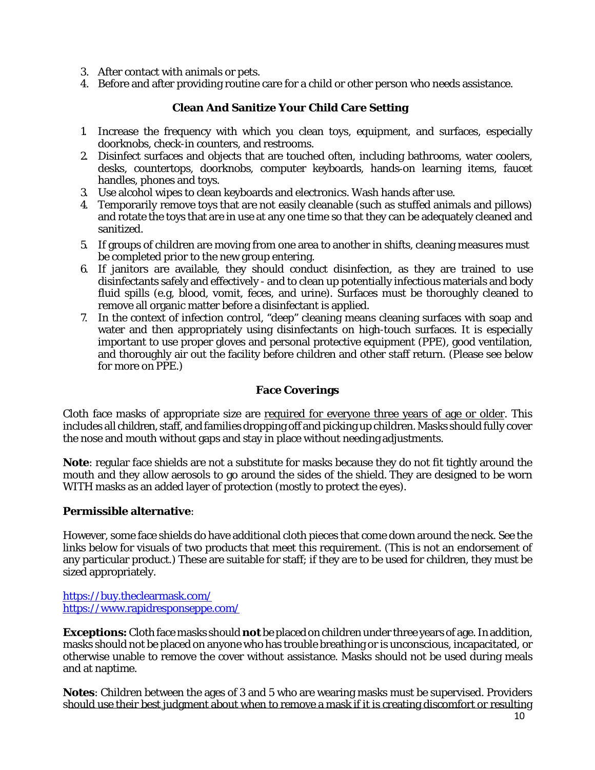3. After contact with animals or pets.
4. Before and after providing routine care for a child or other person who needs assistance.

### Clean And Sanitize Your Child Care Setting

1. Increase the frequency with which you clean toys, equipment, and surfaces, especially doorknobs, check-in counters, and restrooms.
2. Disinfect surfaces and objects that are touched often, including bathrooms, water coolers, desks, countertops, doorknobs, computer keyboards, hands-on learning items, faucet handles, phones and toys.
3. Use alcohol wipes to clean keyboards and electronics. Wash hands after use.
4. Temporarily remove toys that are not easily cleanable (such as stuffed animals and pillows) and rotate the toys that are in use at any one time so that they can be adequately cleaned and sanitized.
5. If groups of children are moving from one area to another in shifts, cleaning measures must be completed prior to the new group entering.
6. If janitors are available, they should conduct disinfection, as they are trained to use disinfectants safely and effectively - and to clean up potentially infectious materials and body fluid spills (e.g, blood, vomit, feces, and urine). Surfaces must be thoroughly cleaned to remove all organic matter before a disinfectant is applied.
7. In the context of infection control, "deep" cleaning means cleaning surfaces with soap and water and then appropriately using disinfectants on high-touch surfaces. It is especially important to use proper gloves and personal protective equipment (PPE), good ventilation, and thoroughly air out the facility before children and other staff return. (Please see below for more on PPE.)

### Face Coverings

Cloth face masks of appropriate size are required for everyone three years of age or older. This includes all children, staff, and families dropping off and picking up children. Masks should fully cover the nose and mouth without gaps and stay in place without needing adjustments.

**Note**: regular face shields are not a substitute for masks because they do not fit tightly around the mouth and they allow aerosols to go around the sides of the shield. They are designed to be worn WITH masks as an added layer of protection (mostly to protect the eyes).

**Permissible alternative**:

However, some face shields do have additional cloth pieces that come down around the neck. See the links below for visuals of two products that meet this requirement. (This is not an endorsement of any particular product.) These are suitable for staff; if they are to be used for children, they must be sized appropriately.

https://buy.theclearmask.com/
https://www.rapidresponseppe.com/

**Exceptions:** Cloth face masks should **not** be placed on children under three years of age. In addition, masks should not be placed on anyone who has trouble breathing or is unconscious, incapacitated, or otherwise unable to remove the cover without assistance. Masks should not be used during meals and at naptime.

**Notes**: Children between the ages of 3 and 5 who are wearing masks must be supervised. Providers should use their best judgment about when to remove a mask if it is creating discomfort or resulting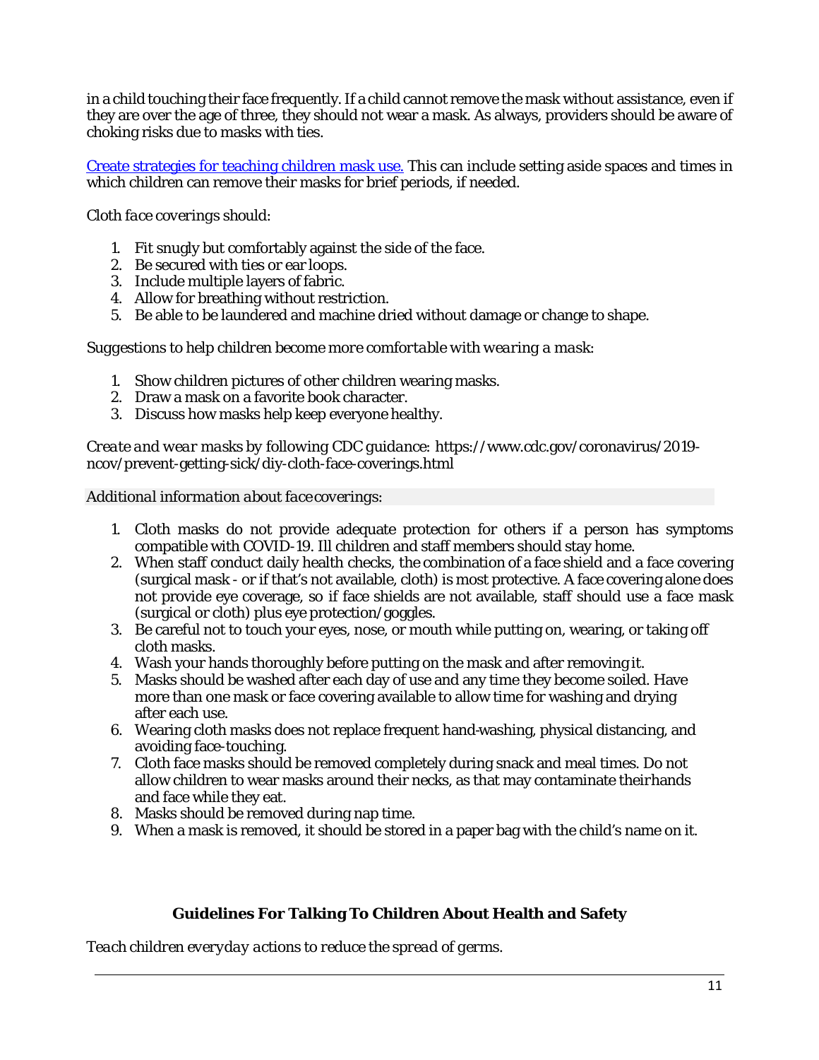in a child touching their face frequently. If a child cannot remove the mask without assistance, even if they are over the age of three, they should not wear a mask. As always, providers should be aware of choking risks due to masks with ties.

[Create strategies for teaching children mask use.] This can include setting aside spaces and times in which children can remove their masks for brief periods, if needed.

*Cloth face coverings should:*

1. Fit snugly but comfortably against the side of the face.
2. Be secured with ties or ear loops.
3. Include multiple layers of fabric.
4. Allow for breathing without restriction.
5. Be able to be laundered and machine dried without damage or change to shape.

*Suggestions to help children become more comfortable with wearing a mask:*

1. Show children pictures of other children wearing masks.
2. Draw a mask on a favorite book character.
3. Discuss how masks help keep everyone healthy.

*Create and wear masks by following CDC guidance:* https://www.cdc.gov/coronavirus/2019-ncov/prevent-getting-sick/diy-cloth-face-coverings.html

*Additional information about face coverings:*

1. Cloth masks do not provide adequate protection for others if a person has symptoms compatible with COVID-19. Ill children and staff members should stay home.
2. When staff conduct daily health checks, the combination of a face shield and a face covering (surgical mask - or if that's not available, cloth) is most protective. A face covering alone does not provide eye coverage, so if face shields are not available, staff should use a face mask (surgical or cloth) plus eye protection/goggles.
3. Be careful not to touch your eyes, nose, or mouth while putting on, wearing, or taking off cloth masks.
4. Wash your hands thoroughly before putting on the mask and after removing it.
5. Masks should be washed after each day of use and any time they become soiled. Have more than one mask or face covering available to allow time for washing and drying after each use.
6. Wearing cloth masks does not replace frequent hand-washing, physical distancing, and avoiding face-touching.
7. Cloth face masks should be removed completely during snack and meal times. Do not allow children to wear masks around their necks, as that may contaminate their hands and face while they eat.
8. Masks should be removed during nap time.
9. When a mask is removed, it should be stored in a paper bag with the child's name on it.

## Guidelines For Talking To Children About Health and Safety

*Teach children everyday actions to reduce the spread of germs.*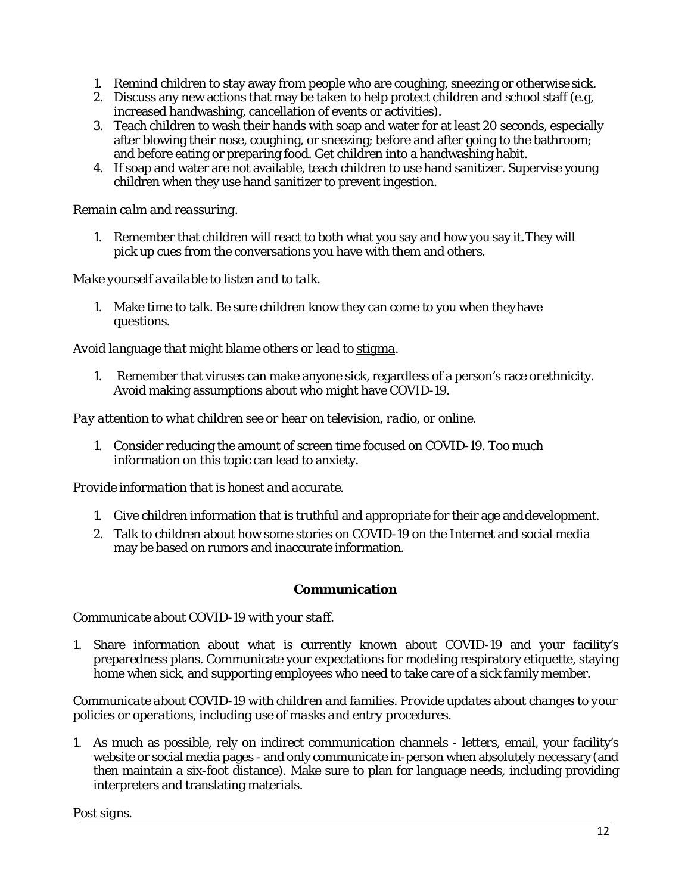1. Remind children to stay away from people who are coughing, sneezing or otherwise sick.
2. Discuss any new actions that may be taken to help protect children and school staff (e.g, increased handwashing, cancellation of events or activities).
3. Teach children to wash their hands with soap and water for at least 20 seconds, especially after blowing their nose, coughing, or sneezing; before and after going to the bathroom; and before eating or preparing food. Get children into a handwashing habit.
4. If soap and water are not available, teach children to use hand sanitizer. Supervise young children when they use hand sanitizer to prevent ingestion.

*Remain calm and reassuring.*

1. Remember that children will react to both what you say and how you say it. They will pick up cues from the conversations you have with them and others.

*Make yourself available to listen and to talk.*

1. Make time to talk. Be sure children know they can come to you when they have questions.

*Avoid language that might blame others or lead to stigma.*

1. Remember that viruses can make anyone sick, regardless of a person's race or ethnicity. Avoid making assumptions about who might have COVID-19.

*Pay attention to what children see or hear on television, radio, or online.*

1. Consider reducing the amount of screen time focused on COVID-19. Too much information on this topic can lead to anxiety.

*Provide information that is honest and accurate.*

1. Give children information that is truthful and appropriate for their age and development.
2. Talk to children about how some stories on COVID-19 on the Internet and social media may be based on rumors and inaccurate information.

## Communication

*Communicate about COVID-19 with your staff.*

1. Share information about what is currently known about COVID-19 and your facility's preparedness plans. Communicate your expectations for modeling respiratory etiquette, staying home when sick, and supporting employees who need to take care of a sick family member.

*Communicate about COVID-19 with children and families. Provide updates about changes to your policies or operations, including use of masks and entry procedures.*

1. As much as possible, rely on indirect communication channels - letters, email, your facility's website or social media pages - and only communicate in-person when absolutely necessary (and then maintain a six-foot distance). Make sure to plan for language needs, including providing interpreters and translating materials.

*Post signs.*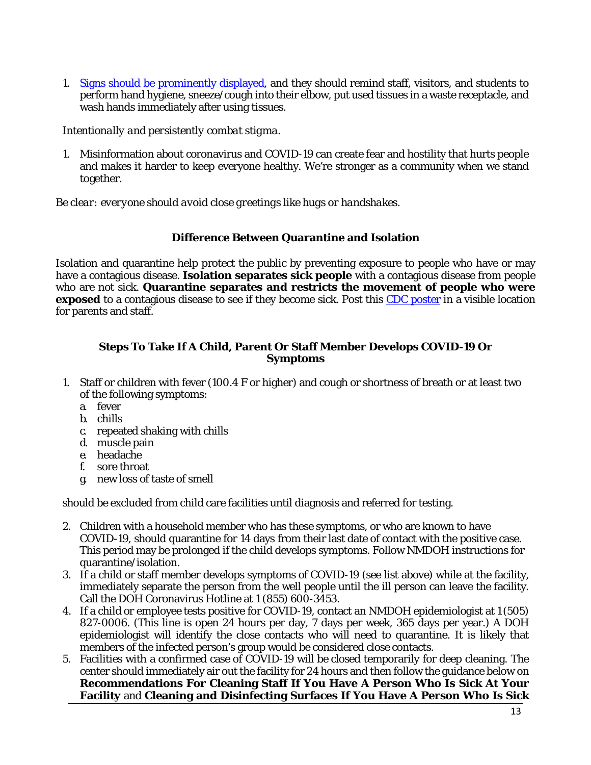1. [Signs should be prominently displayed](), and they should remind staff, visitors, and students to perform hand hygiene, sneeze/cough into their elbow, put used tissues in a waste receptacle, and wash hands immediately after using tissues.

*Intentionally and persistently combat stigma.*

1. Misinformation about coronavirus and COVID-19 can create fear and hostility that hurts people and makes it harder to keep everyone healthy. We're stronger as a community when we stand together.

*Be clear: everyone should avoid close greetings like hugs or handshakes.*

### Difference Between Quarantine and Isolation

Isolation and quarantine help protect the public by preventing exposure to people who have or may have a contagious disease. **Isolation separates sick people** with a contagious disease from people who are not sick. **Quarantine separates and restricts the movement of people who were exposed** to a contagious disease to see if they become sick. Post this [CDC poster]() in a visible location for parents and staff.

### Steps To Take If A Child, Parent Or Staff Member Develops COVID-19 Or Symptoms

1. Staff or children with fever (100.4 F or higher) and cough or shortness of breath or at least two of the following symptoms:
   a. fever
   b. chills
   c. repeated shaking with chills
   d. muscle pain
   e. headache
   f. sore throat
   g. new loss of taste of smell

   should be excluded from child care facilities until diagnosis and referred for testing.

2. Children with a household member who has these symptoms, or who are known to have COVID-19, should quarantine for 14 days from their last date of contact with the positive case. This period may be prolonged if the child develops symptoms. Follow NMDOH instructions for quarantine/isolation.
3. If a child or staff member develops symptoms of COVID-19 (see list above) while at the facility, immediately separate the person from the well people until the ill person can leave the facility. Call the DOH Coronavirus Hotline at 1 (855) 600-3453.
4. If a child or employee tests positive for COVID-19, contact an NMDOH epidemiologist at 1 (505) 827-0006. (This line is open 24 hours per day, 7 days per week, 365 days per year.) A DOH epidemiologist will identify the close contacts who will need to quarantine. It is likely that members of the infected person's group would be considered close contacts.
5. Facilities with a confirmed case of COVID-19 will be closed temporarily for deep cleaning. The center should immediately air out the facility for 24 hours and then follow the guidance below on **Recommendations For Cleaning Staff If You Have A Person Who Is Sick At Your Facility** and **Cleaning and Disinfecting Surfaces If You Have A Person Who Is Sick**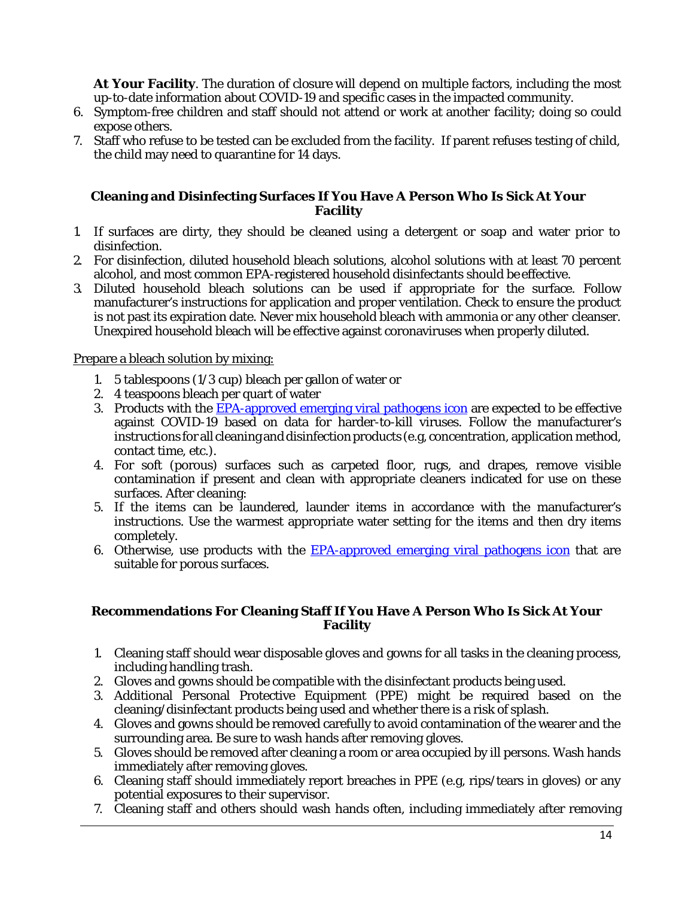**At Your Facility**. The duration of closure will depend on multiple factors, including the most up-to-date information about COVID-19 and specific cases in the impacted community.

6. Symptom-free children and staff should not attend or work at another facility; doing so could expose others.
7. Staff who refuse to be tested can be excluded from the facility. If parent refuses testing of child, the child may need to quarantine for 14 days.

### Cleaning and Disinfecting Surfaces If You Have A Person Who Is Sick At Your Facility

1. If surfaces are dirty, they should be cleaned using a detergent or soap and water prior to disinfection.
2. For disinfection, diluted household bleach solutions, alcohol solutions with at least 70 percent alcohol, and most common EPA-registered household disinfectants should be effective.
3. Diluted household bleach solutions can be used if appropriate for the surface. Follow manufacturer's instructions for application and proper ventilation. Check to ensure the product is not past its expiration date. Never mix household bleach with ammonia or any other cleanser. Unexpired household bleach will be effective against coronaviruses when properly diluted.

<u>Prepare a bleach solution by mixing:</u>

1. 5 tablespoons (1/3 cup) bleach per gallon of water or
2. 4 teaspoons bleach per quart of water
3. Products with the EPA-approved emerging viral pathogens icon are expected to be effective against COVID-19 based on data for harder-to-kill viruses. Follow the manufacturer's instructions for all cleaning and disinfection products (e.g, concentration, application method, contact time, etc.).
4. For soft (porous) surfaces such as carpeted floor, rugs, and drapes, remove visible contamination if present and clean with appropriate cleaners indicated for use on these surfaces. After cleaning:
5. If the items can be laundered, launder items in accordance with the manufacturer's instructions. Use the warmest appropriate water setting for the items and then dry items completely.
6. Otherwise, use products with the EPA-approved emerging viral pathogens icon that are suitable for porous surfaces.

### Recommendations For Cleaning Staff If You Have A Person Who Is Sick At Your Facility

1. Cleaning staff should wear disposable gloves and gowns for all tasks in the cleaning process, including handling trash.
2. Gloves and gowns should be compatible with the disinfectant products being used.
3. Additional Personal Protective Equipment (PPE) might be required based on the cleaning/disinfectant products being used and whether there is a risk of splash.
4. Gloves and gowns should be removed carefully to avoid contamination of the wearer and the surrounding area. Be sure to wash hands after removing gloves.
5. Gloves should be removed after cleaning a room or area occupied by ill persons. Wash hands immediately after removing gloves.
6. Cleaning staff should immediately report breaches in PPE (e.g, rips/tears in gloves) or any potential exposures to their supervisor.
7. Cleaning staff and others should wash hands often, including immediately after removing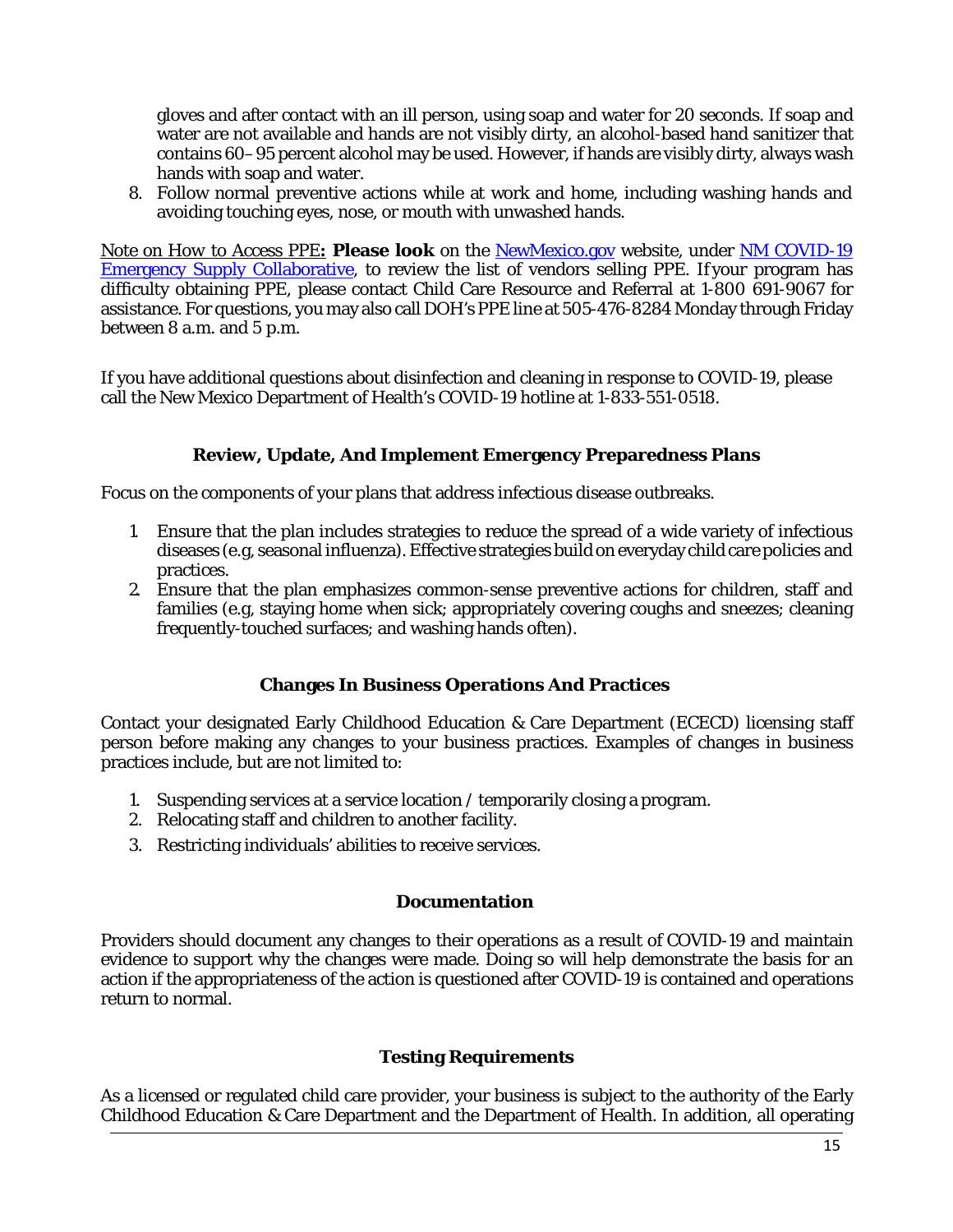gloves and after contact with an ill person, using soap and water for 20 seconds. If soap and water are not available and hands are not visibly dirty, an alcohol-based hand sanitizer that contains 60–95 percent alcohol may be used. However, if hands are visibly dirty, always wash hands with soap and water.

8. Follow normal preventive actions while at work and home, including washing hands and avoiding touching eyes, nose, or mouth with unwashed hands.

Note on How to Access PPE**: Please look** on the NewMexico.gov website, under NM COVID-19 Emergency Supply Collaborative, to review the list of vendors selling PPE. If your program has difficulty obtaining PPE, please contact Child Care Resource and Referral at 1-800 691-9067 for assistance. For questions, you may also call DOH's PPE line at 505-476-8284 Monday through Friday between 8 a.m. and 5 p.m.

If you have additional questions about disinfection and cleaning in response to COVID-19, please call the New Mexico Department of Health's COVID-19 hotline at 1-833-551-0518.

## Review, Update, And Implement Emergency Preparedness Plans

Focus on the components of your plans that address infectious disease outbreaks.

1. Ensure that the plan includes strategies to reduce the spread of a wide variety of infectious diseases (e.g, seasonal influenza). Effective strategies build on everyday child care policies and practices.
2. Ensure that the plan emphasizes common-sense preventive actions for children, staff and families (e.g, staying home when sick; appropriately covering coughs and sneezes; cleaning frequently-touched surfaces; and washing hands often).

## Changes In Business Operations And Practices

Contact your designated Early Childhood Education & Care Department (ECECD) licensing staff person before making any changes to your business practices. Examples of changes in business practices include, but are not limited to:

1. Suspending services at a service location / temporarily closing a program.
2. Relocating staff and children to another facility.
3. Restricting individuals' abilities to receive services.

## Documentation

Providers should document any changes to their operations as a result of COVID-19 and maintain evidence to support why the changes were made. Doing so will help demonstrate the basis for an action if the appropriateness of the action is questioned after COVID-19 is contained and operations return to normal.

## Testing Requirements

As a licensed or regulated child care provider, your business is subject to the authority of the Early Childhood Education & Care Department and the Department of Health. In addition, all operating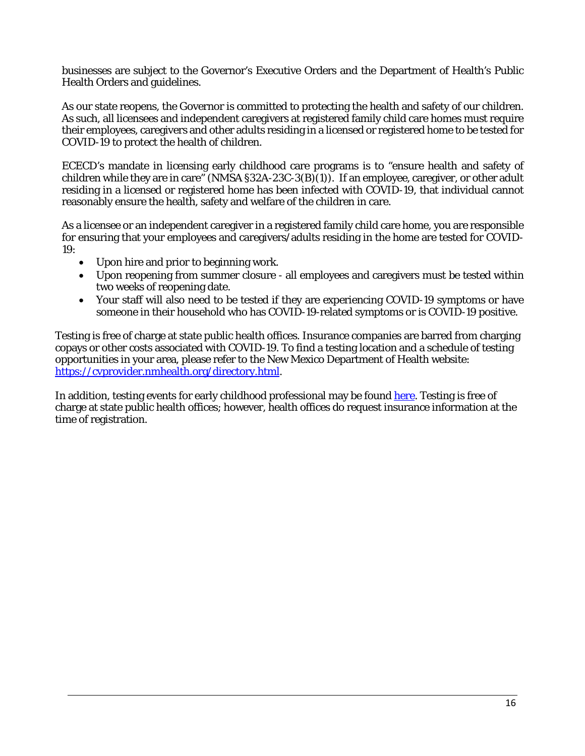businesses are subject to the Governor's Executive Orders and the Department of Health's Public Health Orders and guidelines.

As our state reopens, the Governor is committed to protecting the health and safety of our children. As such, all licensees and independent caregivers at registered family child care homes must require their employees, caregivers and other adults residing in a licensed or registered home to be tested for COVID-19 to protect the health of children.

ECECD's mandate in licensing early childhood care programs is to "ensure health and safety of children while they are in care" (NMSA §32A-23C-3(B)(1)). If an employee, caregiver, or other adult residing in a licensed or registered home has been infected with COVID-19, that individual cannot reasonably ensure the health, safety and welfare of the children in care.

As a licensee or an independent caregiver in a registered family child care home, you are responsible for ensuring that your employees and caregivers/adults residing in the home are tested for COVID-19:

- Upon hire and prior to beginning work.
- Upon reopening from summer closure - all employees and caregivers must be tested within two weeks of reopening date.
- Your staff will also need to be tested if they are experiencing COVID-19 symptoms or have someone in their household who has COVID-19-related symptoms or is COVID-19 positive.

Testing is free of charge at state public health offices. Insurance companies are barred from charging copays or other costs associated with COVID-19. To find a testing location and a schedule of testing opportunities in your area, please refer to the New Mexico Department of Health website: [https://cvprovider.nmhealth.org/directory.html](https://cvprovider.nmhealth.org/directory.html).

In addition, testing events for early childhood professional may be found here. Testing is free of charge at state public health offices; however, health offices do request insurance information at the time of registration.